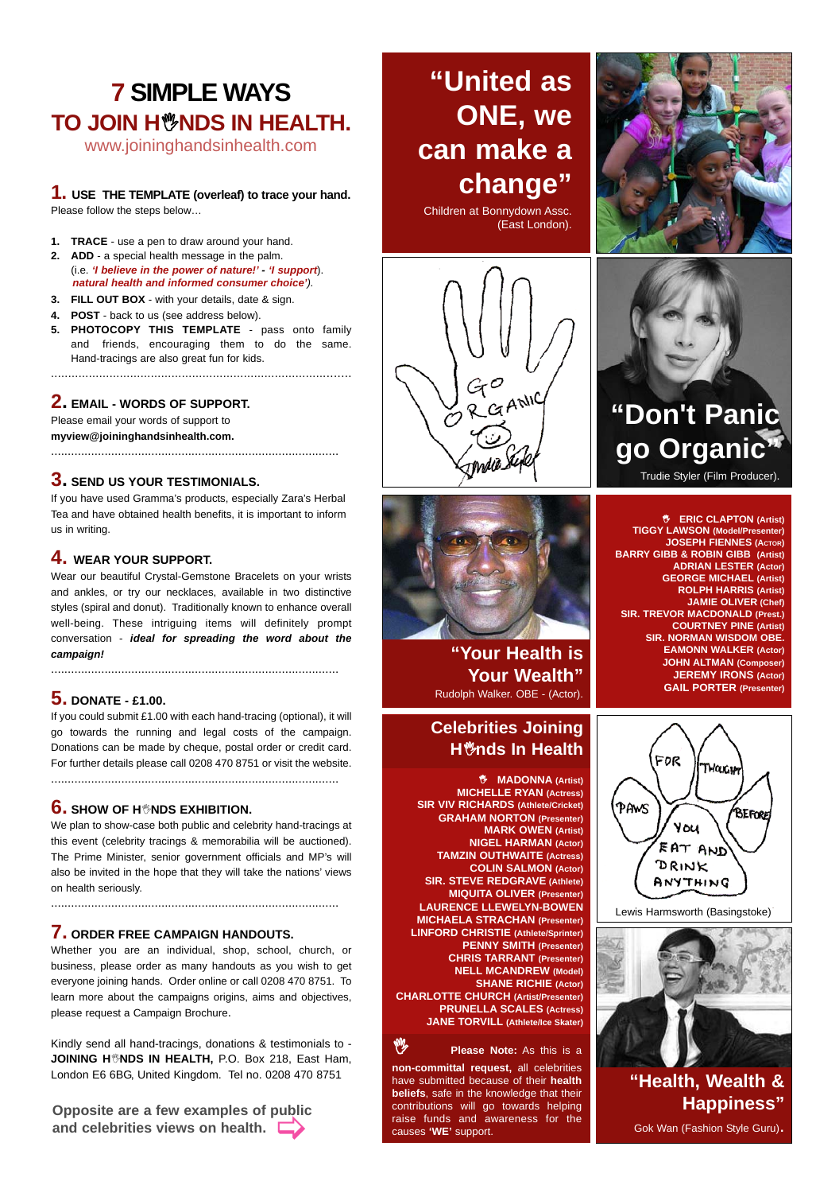# 7 SIMPLE WAYS TO JOIN HANDS IN HEALTH.

www.joininghandsinhealth.com

## 1. USE THE TEMPLATE (overleaf) to trace your hand.

Please follow the steps below…

1. **TRACE** - use a pen to draw around your hand.
2. **ADD** - a special health message in the palm. (i.e. ***'I believe in the power of nature!' - 'I support***). ***natural health and informed consumer choice'***).
3. **FILL OUT BOX** - with your details, date & sign.
4. **POST** - back to us (see address below).
5. **PHOTOCOPY THIS TEMPLATE** - pass onto family and friends, encouraging them to do the same. Hand-tracings are also great fun for kids.

## 2. EMAIL - WORDS OF SUPPORT.

Please email your words of support to **myview@joininghandsinhealth.com.**

## 3. SEND US YOUR TESTIMONIALS.

If you have used Gramma's products, especially Zara's Herbal Tea and have obtained health benefits, it is important to inform us in writing.

## 4. WEAR YOUR SUPPORT.

Wear our beautiful Crystal-Gemstone Bracelets on your wrists and ankles, or try our necklaces, available in two distinctive styles (spiral and donut). Traditionally known to enhance overall well-being. These intriguing items will definitely prompt conversation - ***ideal for spreading the word about the campaign!***

## 5. DONATE - £1.00.

If you could submit £1.00 with each hand-tracing (optional), it will go towards the running and legal costs of the campaign. Donations can be made by cheque, postal order or credit card. For further details please call 0208 470 8751 or visit the website.

## 6. SHOW OF HANDS EXHIBITION.

We plan to show-case both public and celebrity hand-tracings at this event (celebrity tracings & memorabilia will be auctioned). The Prime Minister, senior government officials and MP's will also be invited in the hope that they will take the nations' views on health seriously.

## 7. ORDER FREE CAMPAIGN HANDOUTS.

Whether you are an individual, shop, school, church, or business, please order as many handouts as you wish to get everyone joining hands. Order online or call 0208 470 8751. To learn more about the campaigns origins, aims and objectives, please request a Campaign Brochure.

Kindly send all hand-tracings, donations & testimonials to - **JOINING HANDS IN HEALTH,** P.O. Box 218, East Ham, London E6 6BG, United Kingdom. Tel no. 0208 470 8751

**Opposite are a few examples of public and celebrities views on health.**

**"United as ONE, we can make a change"**

Children at Bonnydown Assc. (East London).

GO ORGANIC

**"Don't Panic go Organic"**

Trudie Styler (Film Producer).

**"Your Health is Your Wealth"**

Rudolph Walker. OBE - (Actor).

**ERIC CLAPTON** (Artist)
**TIGGY LAWSON** (Model/Presenter)
**JOSEPH FIENNES** (Actor)
**BARRY GIBB & ROBIN GIBB** (Artist)
**ADRIAN LESTER** (Actor)
**GEORGE MICHAEL** (Artist)
**ROLPH HARRIS** (Artist)
**JAMIE OLIVER** (Chef)
**SIR. TREVOR MACDONALD** (Prest.)
**COURTNEY PINE** (Artist)
**SIR. NORMAN WISDOM OBE.**
**EAMONN WALKER** (Actor)
**JOHN ALTMAN** (Composer)
**JEREMY IRONS** (Actor)
**GAIL PORTER** (Presenter)

## Celebrities Joining Hands In Health

**MADONNA** (Artist)
**MICHELLE RYAN** (Actress)
**SIR VIV RICHARDS** (Athlete/Cricket)
**GRAHAM NORTON** (Presenter)
**MARK OWEN** (Artist)
**NIGEL HARMAN** (Actor)
**TAMZIN OUTHWAITE** (Actress)
**COLIN SALMON** (Actor)
**SIR. STEVE REDGRAVE** (Athlete)
**MIQUITA OLIVER** (Presenter)
**LAURENCE LLEWELYN-BOWEN**
**MICHAELA STRACHAN** (Presenter)
**LINFORD CHRISTIE** (Athlete/Sprinter)
**PENNY SMITH** (Presenter)
**CHRIS TARRANT** (Presenter)
**NELL MCANDREW** (Model)
**SHANE RICHIE** (Actor)
**CHARLOTTE CHURCH** (Artist/Presenter)
**PRUNELLA SCALES** (Actress)
**JANE TORVILL** (Athlete/Ice Skater)

**Please Note:** As this is a **non-committal request,** all celebrities have submitted because of their **health beliefs**, safe in the knowledge that their contributions will go towards helping raise funds and awareness for the causes **'WE'** support.

FOR THOUGHT PAWS BEFORE YOU EAT AND DRINK ANYTHING

Lewis Harmsworth (Basingstoke)

**"Health, Wealth & Happiness"**

Gok Wan (Fashion Style Guru).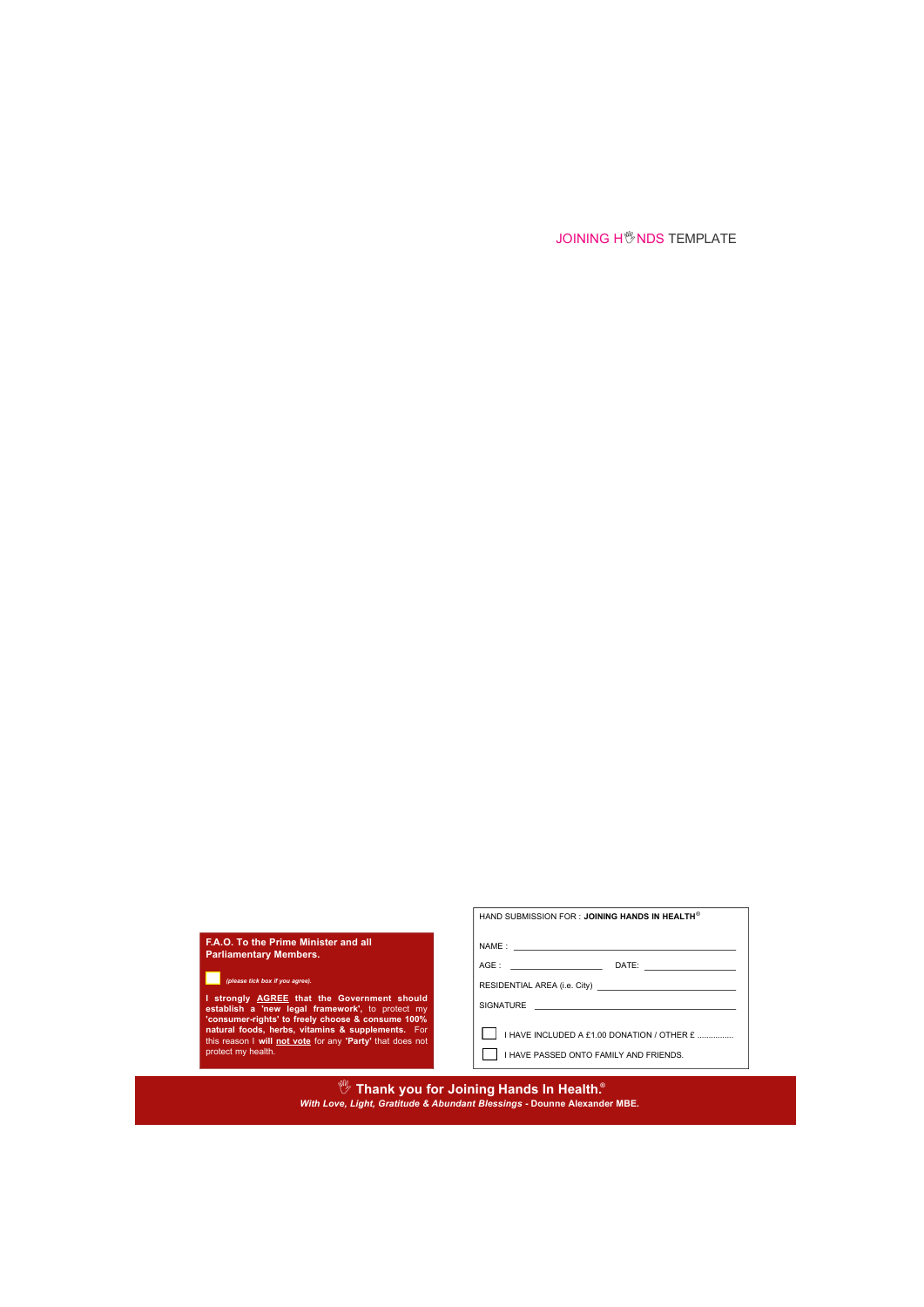JOINING H✋NDS TEMPLATE

**F.A.O. To the Prime Minister and all Parliamentary Members.**

☐ ***(please tick box if you agree).***

**I strongly <u>AGREE</u> that the Government should establish a 'new legal framework',** to protect my **'consumer-rights' to freely choose & consume 100% natural foods, herbs, vitamins & supplements.** For this reason I **will <u>not vote</u>** for any **'Party'** that does not protect my health.

HAND SUBMISSION FOR : **JOINING HANDS IN HEALTH®**

NAME : ____________________

AGE : ____________ DATE: ____________

RESIDENTIAL AREA (i.e. City) ____________________

SIGNATURE ____________________

☐ I HAVE INCLUDED A £1.00 DONATION / OTHER £ ...............

☐ I HAVE PASSED ONTO FAMILY AND FRIENDS.

✋ **Thank you for Joining Hands In Health.®**

***With Love, Light, Gratitude & Abundant Blessings* - Dounne Alexander MBE.**